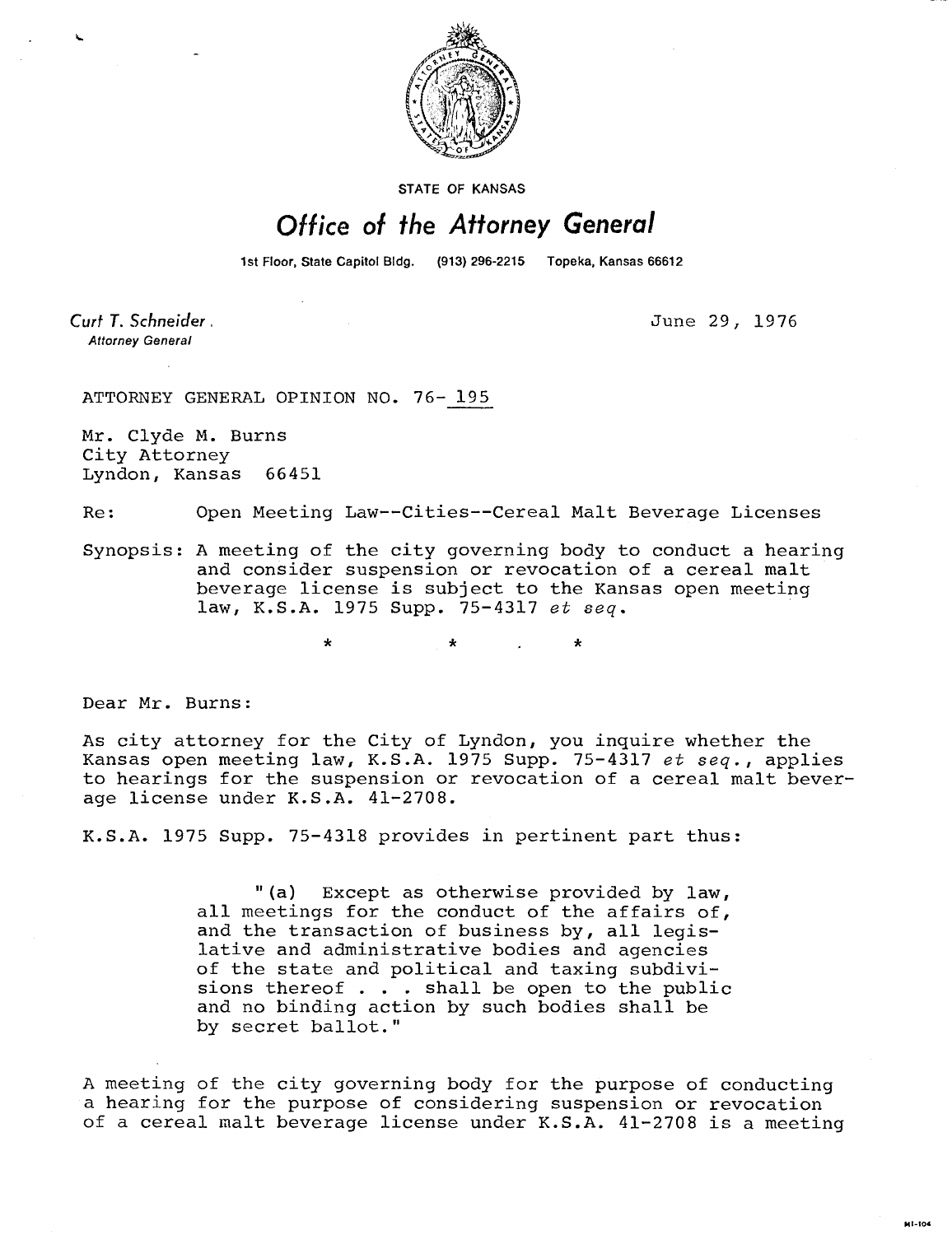STATE OF KANSAS

# Office of the Attorney General

1st Floor, State Capitol Bldg. (913) 296-2215 Topeka, Kansas 66612

Curt T. Schneider, Attorney General

June 29, 1976

ATTORNEY GENERAL OPINION NO. 76-195

Mr. Clyde M. Burns
City Attorney
Lyndon, Kansas 66451

Re: Open Meeting Law--Cities--Cereal Malt Beverage Licenses

Synopsis: A meeting of the city governing body to conduct a hearing and consider suspension or revocation of a cereal malt beverage license is subject to the Kansas open meeting law, K.S.A. 1975 Supp. 75-4317 *et seq.*

\* \* \*

Dear Mr. Burns:

As city attorney for the City of Lyndon, you inquire whether the Kansas open meeting law, K.S.A. 1975 Supp. 75-4317 *et seq.*, applies to hearings for the suspension or revocation of a cereal malt beverage license under K.S.A. 41-2708.

K.S.A. 1975 Supp. 75-4318 provides in pertinent part thus:

> "(a) Except as otherwise provided by law, all meetings for the conduct of the affairs of, and the transaction of business by, all legislative and administrative bodies and agencies of the state and political and taxing subdivisions thereof . . . shall be open to the public and no binding action by such bodies shall be by secret ballot."

A meeting of the city governing body for the purpose of conducting a hearing for the purpose of considering suspension or revocation of a cereal malt beverage license under K.S.A. 41-2708 is a meeting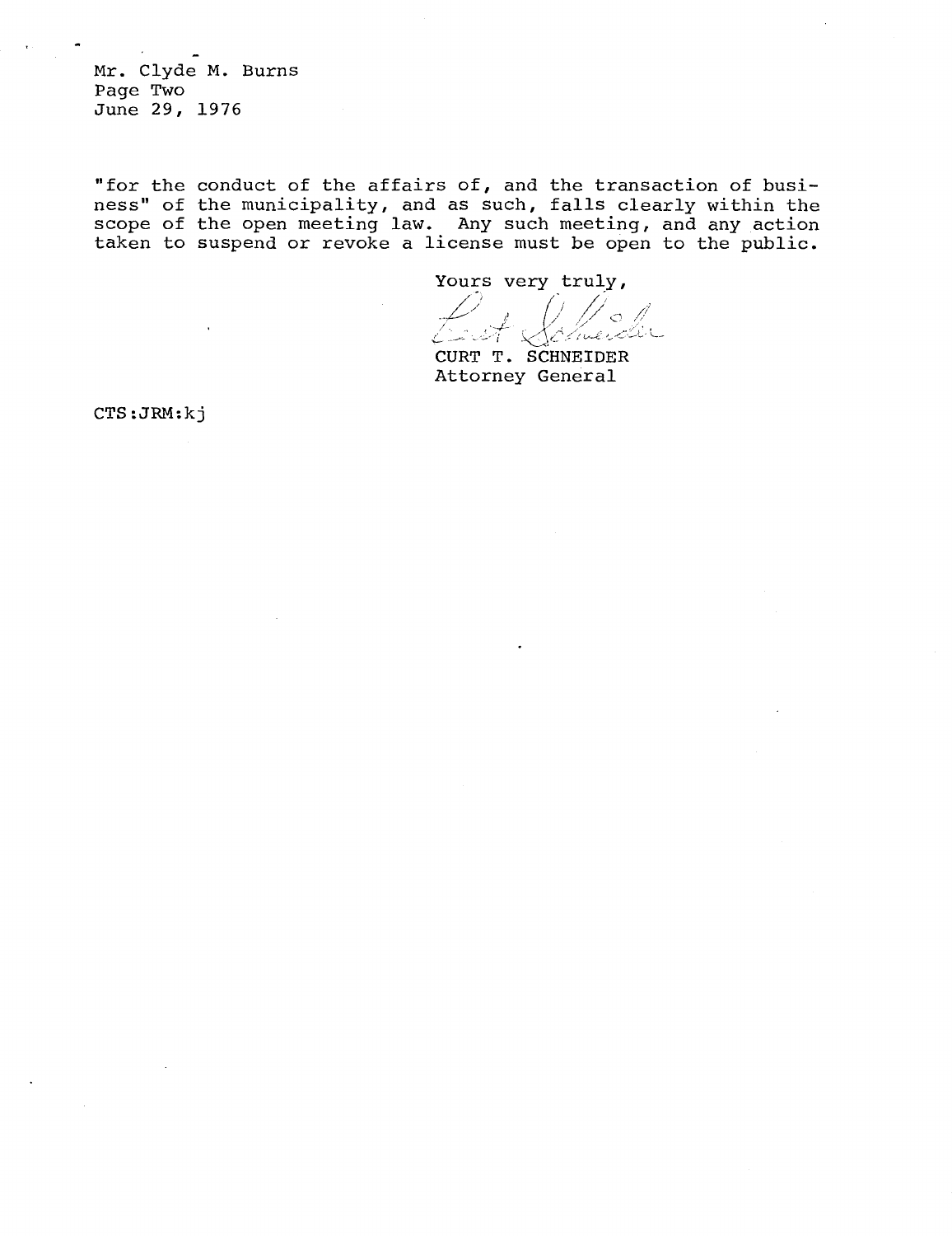Mr. Clyde M. Burns
Page Two
June 29, 1976

"for the conduct of the affairs of, and the transaction of business" of the municipality, and as such, falls clearly within the scope of the open meeting law. Any such meeting, and any action taken to suspend or revoke a license must be open to the public.

Yours very truly,

CURT T. SCHNEIDER
Attorney General

CTS:JRM:kj